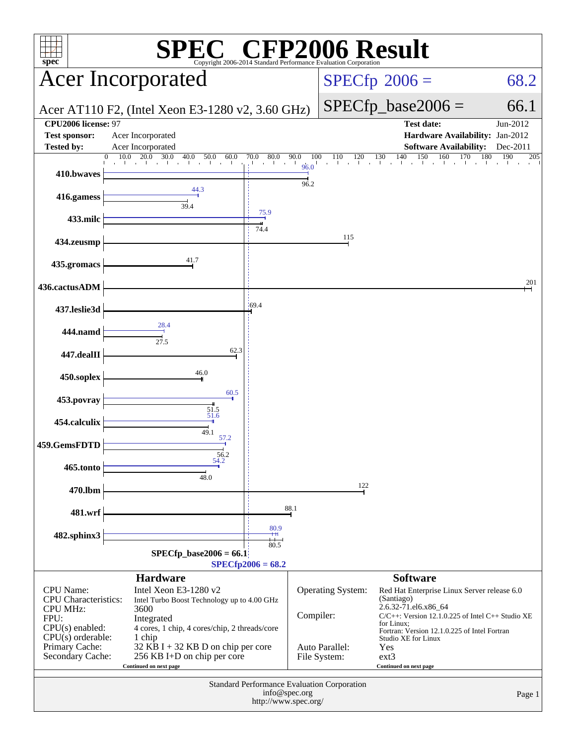# SPEC® CFP2006 Result

Copyright 2006-2014 Standard Performance Evaluation Corporation

## Acer Incorporated

**Acer AT110 F2, (Intel Xeon E3-1280 v2, 3.60 GHz)**

SPECfp 2006 = 68.2

SPECfp_base2006 = 66.1

| | | | |
|---|---|---|---|
| **CPU2006 license:** | 97 | **Test date:** | Jun-2012 |
| **Test sponsor:** | Acer Incorporated | **Hardware Availability:** | Jan-2012 |
| **Tested by:** | Acer Incorporated | **Software Availability:** | Dec-2011 |

| Benchmark | Peak | Base |
|---|---|---|
| 410.bwaves | 96.0 | 96.2 |
| 416.gamess | 44.3 | 39.4 |
| 433.milc | 75.9 | 74.4 |
| 434.zeusmp | | 115 |
| 435.gromacs | | 41.7 |
| 436.cactusADM | | 201 |
| 437.leslie3d | | 69.4 |
| 444.namd | 28.4 | 27.5 |
| 447.dealII | | 62.3 |
| 450.soplex | | 46.0 |
| 453.povray | 60.5 | 51.5 |
| 454.calculix | 51.6 | 49.1 |
| 459.GemsFDTD | 57.2 | 56.2 |
| 465.tonto | 54.2 | 48.0 |
| 470.lbm | | 122 |
| 481.wrf | | 88.1 |
| 482.sphinx3 | 80.9 | 80.5 |

SPECfp_base2006 = 66.1

SPECfp2006 = 68.2

### Hardware

| | |
|---|---|
| CPU Name: | Intel Xeon E3-1280 v2 |
| CPU Characteristics: | Intel Turbo Boost Technology up to 4.00 GHz |
| CPU MHz: | 3600 |
| FPU: | Integrated |
| CPU(s) enabled: | 4 cores, 1 chip, 4 cores/chip, 2 threads/core |
| CPU(s) orderable: | 1 chip |
| Primary Cache: | 32 KB I + 32 KB D on chip per core |
| Secondary Cache: | 256 KB I+D on chip per core |

Continued on next page

### Software

| | |
|---|---|
| Operating System: | Red Hat Enterprise Linux Server release 6.0 (Santiago) 2.6.32-71.el6.x86_64 |
| Compiler: | C/C++: Version 12.1.0.225 of Intel C++ Studio XE for Linux; Fortran: Version 12.1.0.225 of Intel Fortran Studio XE for Linux |
| Auto Parallel: | Yes |
| File System: | ext3 |

Continued on next page

Standard Performance Evaluation Corporation
info@spec.org
http://www.spec.org/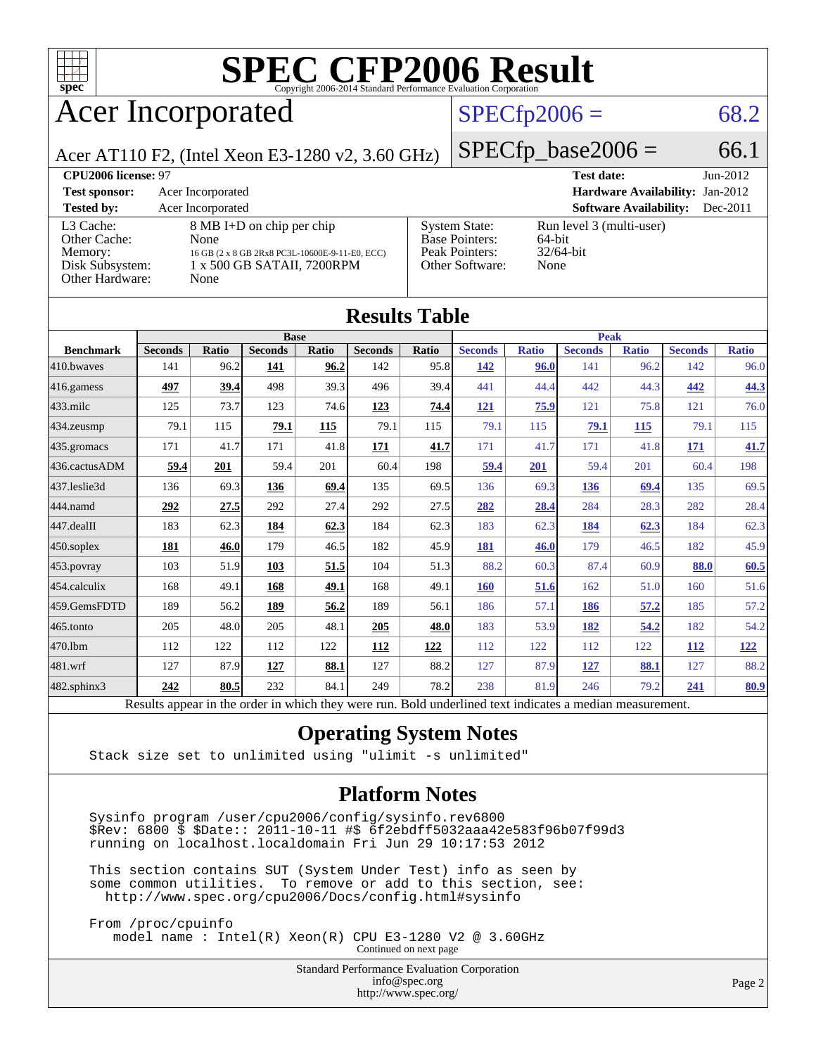# SPEC CFP2006 Result

Copyright 2006-2014 Standard Performance Evaluation Corporation

## Acer Incorporated

Acer AT110 F2, (Intel Xeon E3-1280 v2, 3.60 GHz)

SPECfp2006 = 68.2

SPECfp_base2006 = 66.1

| | | | |
|---|---|---|---|
| **CPU2006 license:** 97 | | **Test date:** | Jun-2012 |
| **Test sponsor:** | Acer Incorporated | **Hardware Availability:** | Jan-2012 |
| **Tested by:** | Acer Incorporated | **Software Availability:** | Dec-2011 |

| | | | |
|---|---|---|---|
| L3 Cache: | 8 MB I+D on chip per chip | System State: | Run level 3 (multi-user) |
| Other Cache: | None | Base Pointers: | 64-bit |
| Memory: | 16 GB (2 x 8 GB 2Rx8 PC3L-10600E-9-11-E0, ECC) | Peak Pointers: | 32/64-bit |
| Disk Subsystem: | 1 x 500 GB SATAII, 7200RPM | Other Software: | None |
| Other Hardware: | None | | |

## Results Table

| | Base | | | | | | Peak | | | | | |
|---|---|---|---|---|---|---|---|---|---|---|---|---|
| **Benchmark** | **Seconds** | **Ratio** | **Seconds** | **Ratio** | **Seconds** | **Ratio** | **Seconds** | **Ratio** | **Seconds** | **Ratio** | **Seconds** | **Ratio** |
| 410.bwaves | 141 | 96.2 | **141** | **96.2** | 142 | 95.8 | **142** | **96.0** | 141 | 96.2 | 142 | 96.0 |
| 416.gamess | **497** | **39.4** | 498 | 39.3 | 496 | 39.4 | 441 | 44.4 | 442 | 44.3 | **442** | **44.3** |
| 433.milc | 125 | 73.7 | 123 | 74.6 | **123** | **74.4** | **121** | **75.9** | 121 | 75.8 | 121 | 76.0 |
| 434.zeusmp | 79.1 | 115 | **79.1** | **115** | 79.1 | 115 | 79.1 | 115 | **79.1** | **115** | 79.1 | 115 |
| 435.gromacs | 171 | 41.7 | 171 | 41.8 | **171** | **41.7** | 171 | 41.7 | 171 | 41.8 | **171** | **41.7** |
| 436.cactusADM | **59.4** | **201** | 59.4 | 201 | 60.4 | 198 | **59.4** | **201** | 59.4 | 201 | 60.4 | 198 |
| 437.leslie3d | 136 | 69.3 | **136** | **69.4** | 135 | 69.5 | 136 | 69.3 | **136** | **69.4** | 135 | 69.5 |
| 444.namd | **292** | **27.5** | 292 | 27.4 | 292 | 27.5 | **282** | **28.4** | 284 | 28.3 | 282 | 28.4 |
| 447.dealII | 183 | 62.3 | **184** | **62.3** | 184 | 62.3 | 183 | 62.3 | **184** | **62.3** | 184 | 62.3 |
| 450.soplex | **181** | **46.0** | 179 | 46.5 | 182 | 45.9 | **181** | **46.0** | 179 | 46.5 | 182 | 45.9 |
| 453.povray | 103 | 51.9 | **103** | **51.5** | 104 | 51.3 | 88.2 | 60.3 | 87.4 | 60.9 | **88.0** | **60.5** |
| 454.calculix | 168 | 49.1 | **168** | **49.1** | 168 | 49.1 | **160** | **51.6** | 162 | 51.0 | 160 | 51.6 |
| 459.GemsFDTD | 189 | 56.2 | **189** | **56.2** | 189 | 56.1 | 186 | 57.1 | **186** | **57.2** | 185 | 57.2 |
| 465.tonto | 205 | 48.0 | 205 | 48.1 | **205** | **48.0** | 183 | 53.9 | **182** | **54.2** | 182 | 54.2 |
| 470.lbm | 112 | 122 | 112 | 122 | **112** | **122** | 112 | 122 | 112 | 122 | **112** | **122** |
| 481.wrf | 127 | 87.9 | **127** | **88.1** | 127 | 88.2 | 127 | 87.9 | **127** | **88.1** | 127 | 88.2 |
| 482.sphinx3 | **242** | **80.5** | 232 | 84.1 | 249 | 78.2 | 238 | 81.9 | 246 | 79.2 | **241** | **80.9** |

Results appear in the order in which they were run. Bold underlined text indicates a median measurement.

## Operating System Notes

```
Stack size set to unlimited using "ulimit -s unlimited"
```

## Platform Notes

```
Sysinfo program /user/cpu2006/config/sysinfo.rev6800
$Rev: 6800 $ $Date:: 2011-10-11 #$ 6f2ebdff5032aaa42e583f96b07f99d3
running on localhost.localdomain Fri Jun 29 10:17:53 2012

This section contains SUT (System Under Test) info as seen by
some common utilities.  To remove or add to this section, see:
  http://www.spec.org/cpu2006/Docs/config.html#sysinfo

From /proc/cpuinfo
   model name : Intel(R) Xeon(R) CPU E3-1280 V2 @ 3.60GHz
```

Continued on next page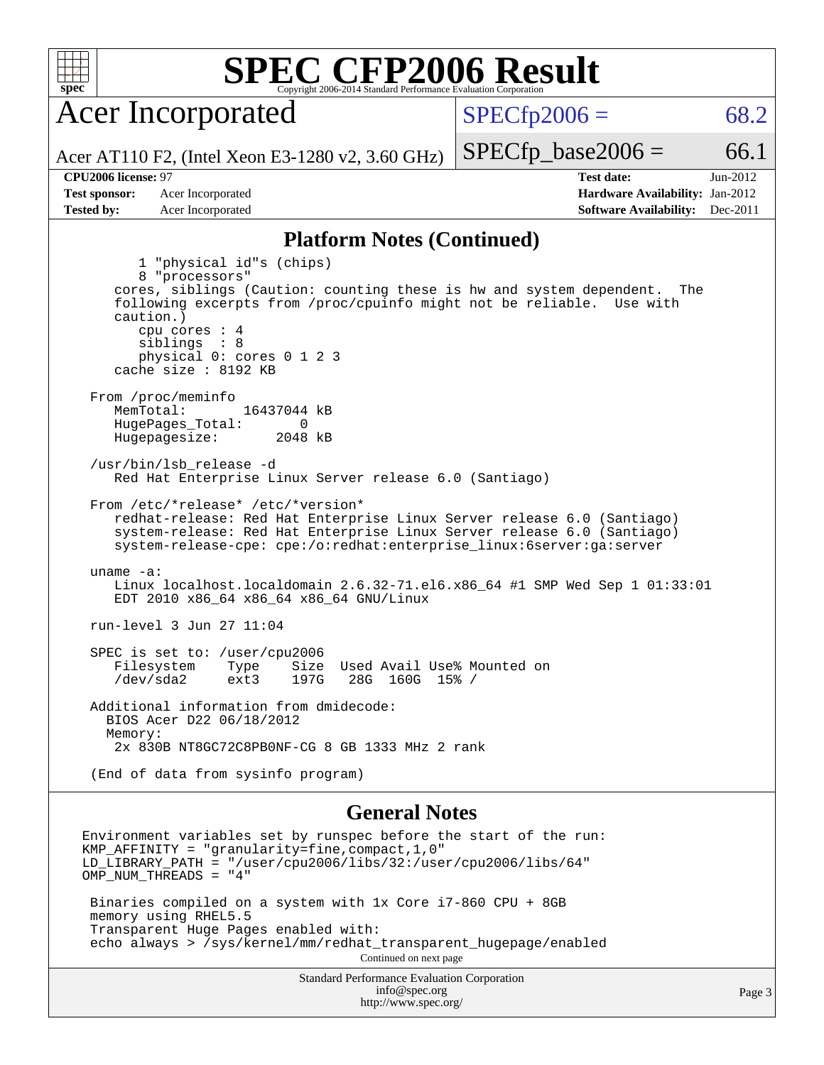# SPEC CFP2006 Result

Copyright 2006-2014 Standard Performance Evaluation Corporation

## Acer Incorporated

Acer AT110 F2, (Intel Xeon E3-1280 v2, 3.60 GHz)

SPECfp2006 = 68.2

SPECfp_base2006 = 66.1

**CPU2006 license:** 97
**Test sponsor:** Acer Incorporated
**Tested by:** Acer Incorporated

**Test date:** Jun-2012
**Hardware Availability:** Jan-2012
**Software Availability:** Dec-2011

## Platform Notes (Continued)

```
        1 "physical id"s (chips)
        8 "processors"
     cores, siblings (Caution: counting these is hw and system dependent.  The
     following excerpts from /proc/cpuinfo might not be reliable.  Use with
     caution.)
        cpu cores : 4
        siblings  : 8
        physical 0: cores 0 1 2 3
     cache size : 8192 KB

  From /proc/meminfo
     MemTotal:       16437044 kB
     HugePages_Total:       0
     Hugepagesize:       2048 kB

  /usr/bin/lsb_release -d
     Red Hat Enterprise Linux Server release 6.0 (Santiago)

  From /etc/*release* /etc/*version*
     redhat-release: Red Hat Enterprise Linux Server release 6.0 (Santiago)
     system-release: Red Hat Enterprise Linux Server release 6.0 (Santiago)
     system-release-cpe: cpe:/o:redhat:enterprise_linux:6server:ga:server

  uname -a:
     Linux localhost.localdomain 2.6.32-71.el6.x86_64 #1 SMP Wed Sep 1 01:33:01
     EDT 2010 x86_64 x86_64 x86_64 GNU/Linux

  run-level 3 Jun 27 11:04

  SPEC is set to: /user/cpu2006
     Filesystem    Type    Size  Used Avail Use% Mounted on
     /dev/sda2     ext3    197G   28G  160G  15% /

  Additional information from dmidecode:
    BIOS Acer D22 06/18/2012
    Memory:
     2x 830B NT8GC72C8PB0NF-CG 8 GB 1333 MHz 2 rank

  (End of data from sysinfo program)
```

## General Notes

```
Environment variables set by runspec before the start of the run:
KMP_AFFINITY = "granularity=fine,compact,1,0"
LD_LIBRARY_PATH = "/user/cpu2006/libs/32:/user/cpu2006/libs/64"
OMP_NUM_THREADS = "4"

 Binaries compiled on a system with 1x Core i7-860 CPU + 8GB
 memory using RHEL5.5
 Transparent Huge Pages enabled with:
 echo always > /sys/kernel/mm/redhat_transparent_hugepage/enabled
```

Continued on next page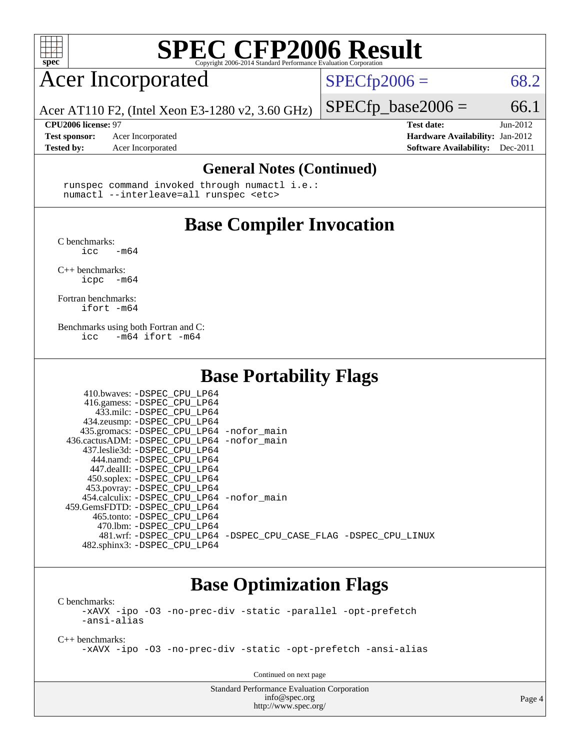# SPEC CFP2006 Result

Copyright 2006-2014 Standard Performance Evaluation Corporation

## Acer Incorporated

Acer AT110 F2, (Intel Xeon E3-1280 v2, 3.60 GHz)

SPECfp2006 = 68.2

SPECfp_base2006 = 66.1

**CPU2006 license:** 97
**Test sponsor:** Acer Incorporated
**Tested by:** Acer Incorporated

**Test date:** Jun-2012
**Hardware Availability:** Jan-2012
**Software Availability:** Dec-2011

### General Notes (Continued)

```
runspec command invoked through numactl i.e.:
numactl --interleave=all runspec <etc>
```

## Base Compiler Invocation

C benchmarks:
```
icc   -m64
```

C++ benchmarks:
```
icpc  -m64
```

Fortran benchmarks:
```
ifort -m64
```

Benchmarks using both Fortran and C:
```
icc   -m64 ifort -m64
```

## Base Portability Flags

| Benchmark | Flags |
|---|---|
| 410.bwaves: | -DSPEC_CPU_LP64 |
| 416.gamess: | -DSPEC_CPU_LP64 |
| 433.milc: | -DSPEC_CPU_LP64 |
| 434.zeusmp: | -DSPEC_CPU_LP64 |
| 435.gromacs: | -DSPEC_CPU_LP64 -nofor_main |
| 436.cactusADM: | -DSPEC_CPU_LP64 -nofor_main |
| 437.leslie3d: | -DSPEC_CPU_LP64 |
| 444.namd: | -DSPEC_CPU_LP64 |
| 447.dealII: | -DSPEC_CPU_LP64 |
| 450.soplex: | -DSPEC_CPU_LP64 |
| 453.povray: | -DSPEC_CPU_LP64 |
| 454.calculix: | -DSPEC_CPU_LP64 -nofor_main |
| 459.GemsFDTD: | -DSPEC_CPU_LP64 |
| 465.tonto: | -DSPEC_CPU_LP64 |
| 470.lbm: | -DSPEC_CPU_LP64 |
| 481.wrf: | -DSPEC_CPU_LP64 -DSPEC_CPU_CASE_FLAG -DSPEC_CPU_LINUX |
| 482.sphinx3: | -DSPEC_CPU_LP64 |

## Base Optimization Flags

C benchmarks:
```
-xAVX -ipo -O3 -no-prec-div -static -parallel -opt-prefetch
-ansi-alias
```

C++ benchmarks:
```
-xAVX -ipo -O3 -no-prec-div -static -opt-prefetch -ansi-alias
```

Continued on next page

Standard Performance Evaluation Corporation
info@spec.org
http://www.spec.org/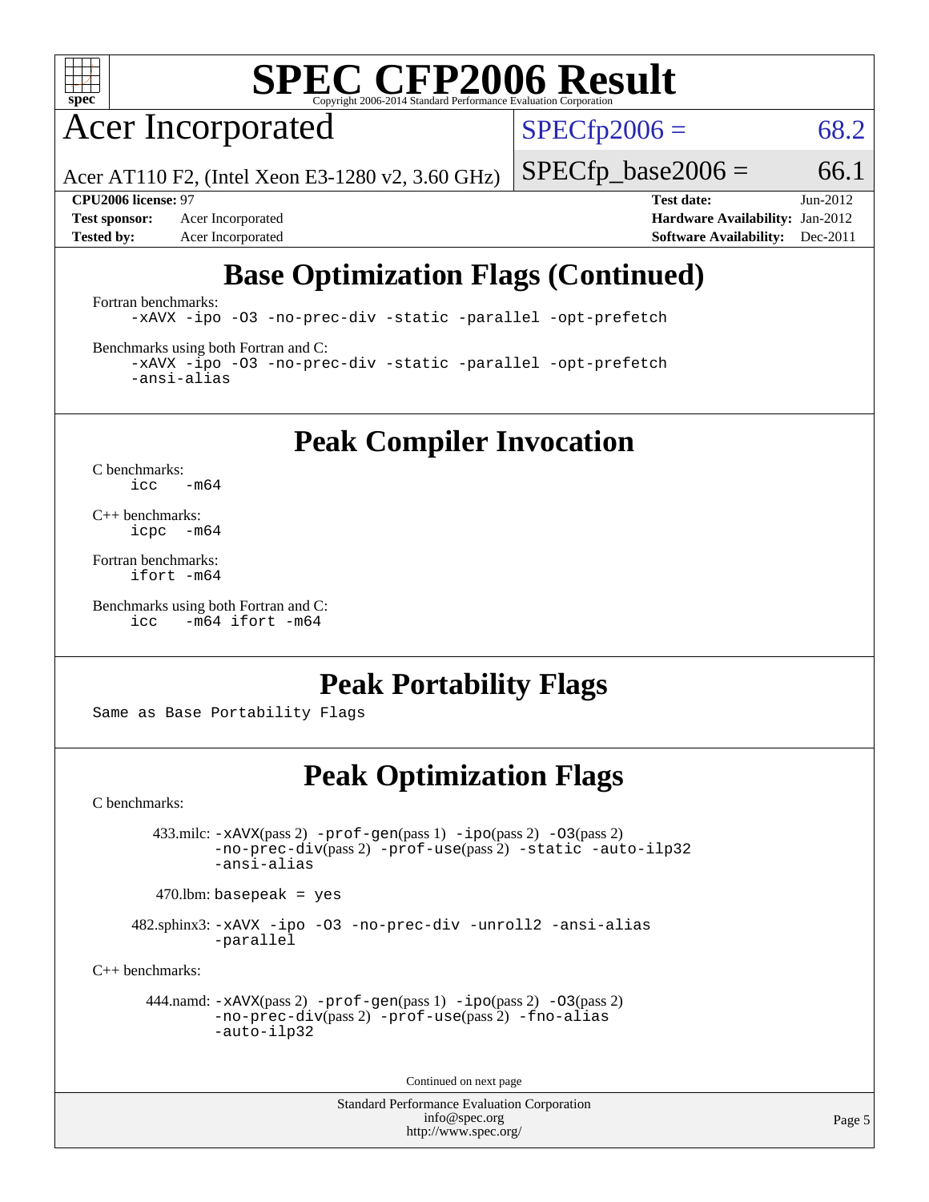# SPEC CFP2006 Result

Copyright 2006-2014 Standard Performance Evaluation Corporation

## Acer Incorporated

Acer AT110 F2, (Intel Xeon E3-1280 v2, 3.60 GHz)

SPECfp2006 = 68.2

SPECfp_base2006 = 66.1

**CPU2006 license:** 97
**Test sponsor:** Acer Incorporated
**Tested by:** Acer Incorporated

**Test date:** Jun-2012
**Hardware Availability:** Jan-2012
**Software Availability:** Dec-2011

## Base Optimization Flags (Continued)

Fortran benchmarks:

```
-xAVX -ipo -O3 -no-prec-div -static -parallel -opt-prefetch
```

Benchmarks using both Fortran and C:

```
-xAVX -ipo -O3 -no-prec-div -static -parallel -opt-prefetch
-ansi-alias
```

## Peak Compiler Invocation

C benchmarks:

```
icc  -m64
```

C++ benchmarks:

```
icpc  -m64
```

Fortran benchmarks:

```
ifort -m64
```

Benchmarks using both Fortran and C:

```
icc  -m64 ifort -m64
```

## Peak Portability Flags

Same as Base Portability Flags

## Peak Optimization Flags

C benchmarks:

433.milc: -xAVX(pass 2) -prof-gen(pass 1) -ipo(pass 2) -O3(pass 2) -no-prec-div(pass 2) -prof-use(pass 2) -static -auto-ilp32 -ansi-alias

470.lbm: basepeak = yes

482.sphinx3: -xAVX -ipo -O3 -no-prec-div -unroll2 -ansi-alias -parallel

C++ benchmarks:

444.namd: -xAVX(pass 2) -prof-gen(pass 1) -ipo(pass 2) -O3(pass 2) -no-prec-div(pass 2) -prof-use(pass 2) -fno-alias -auto-ilp32

Continued on next page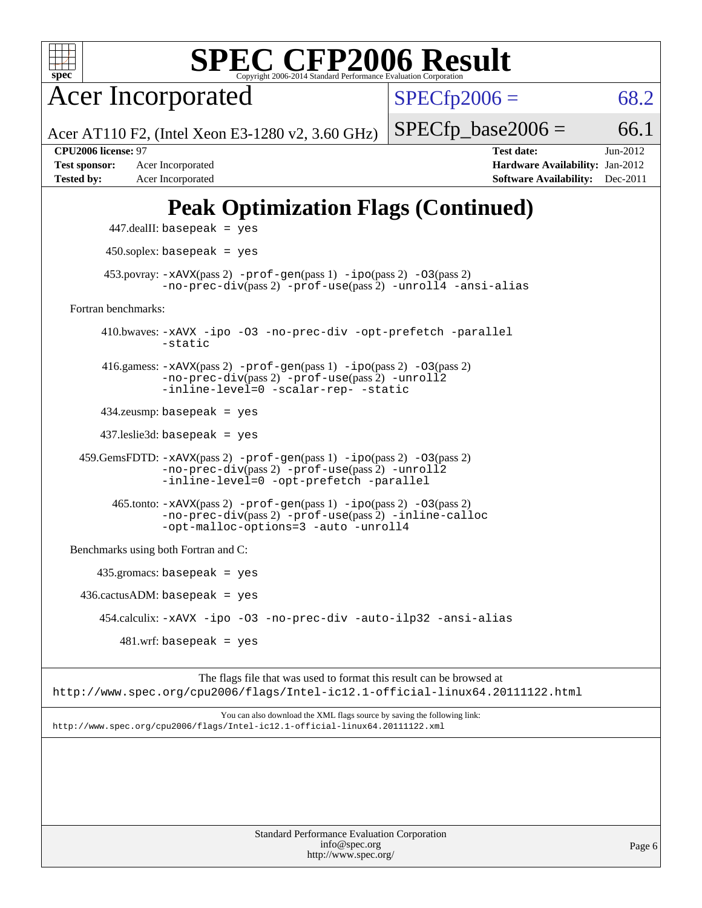# SPEC CFP2006 Result

Copyright 2006-2014 Standard Performance Evaluation Corporation

**Acer Incorporated**

Acer AT110 F2, (Intel Xeon E3-1280 v2, 3.60 GHz)

SPECfp2006 = 68.2

SPECfp_base2006 = 66.1

| | | | |
|---|---|---|---|
| **CPU2006 license:** 97 | | **Test date:** | Jun-2012 |
| **Test sponsor:** | Acer Incorporated | **Hardware Availability:** | Jan-2012 |
| **Tested by:** | Acer Incorporated | **Software Availability:** | Dec-2011 |

## Peak Optimization Flags (Continued)

447.dealII: `basepeak = yes`

450.soplex: `basepeak = yes`

453.povray: `-xAVX`(pass 2) `-prof-gen`(pass 1) `-ipo`(pass 2) `-O3`(pass 2) `-no-prec-div`(pass 2) `-prof-use`(pass 2) `-unroll4 -ansi-alias`

Fortran benchmarks:

410.bwaves: `-xAVX -ipo -O3 -no-prec-div -opt-prefetch -parallel -static`

416.gamess: `-xAVX`(pass 2) `-prof-gen`(pass 1) `-ipo`(pass 2) `-O3`(pass 2) `-no-prec-div`(pass 2) `-prof-use`(pass 2) `-unroll2 -inline-level=0 -scalar-rep- -static`

434.zeusmp: `basepeak = yes`

437.leslie3d: `basepeak = yes`

459.GemsFDTD: `-xAVX`(pass 2) `-prof-gen`(pass 1) `-ipo`(pass 2) `-O3`(pass 2) `-no-prec-div`(pass 2) `-prof-use`(pass 2) `-unroll2 -inline-level=0 -opt-prefetch -parallel`

465.tonto: `-xAVX`(pass 2) `-prof-gen`(pass 1) `-ipo`(pass 2) `-O3`(pass 2) `-no-prec-div`(pass 2) `-prof-use`(pass 2) `-inline-calloc -opt-malloc-options=3 -auto -unroll4`

Benchmarks using both Fortran and C:

435.gromacs: `basepeak = yes`

436.cactusADM: `basepeak = yes`

454.calculix: `-xAVX -ipo -O3 -no-prec-div -auto-ilp32 -ansi-alias`

481.wrf: `basepeak = yes`

The flags file that was used to format this result can be browsed at
http://www.spec.org/cpu2006/flags/Intel-ic12.1-official-linux64.20111122.html

You can also download the XML flags source by saving the following link:
http://www.spec.org/cpu2006/flags/Intel-ic12.1-official-linux64.20111122.xml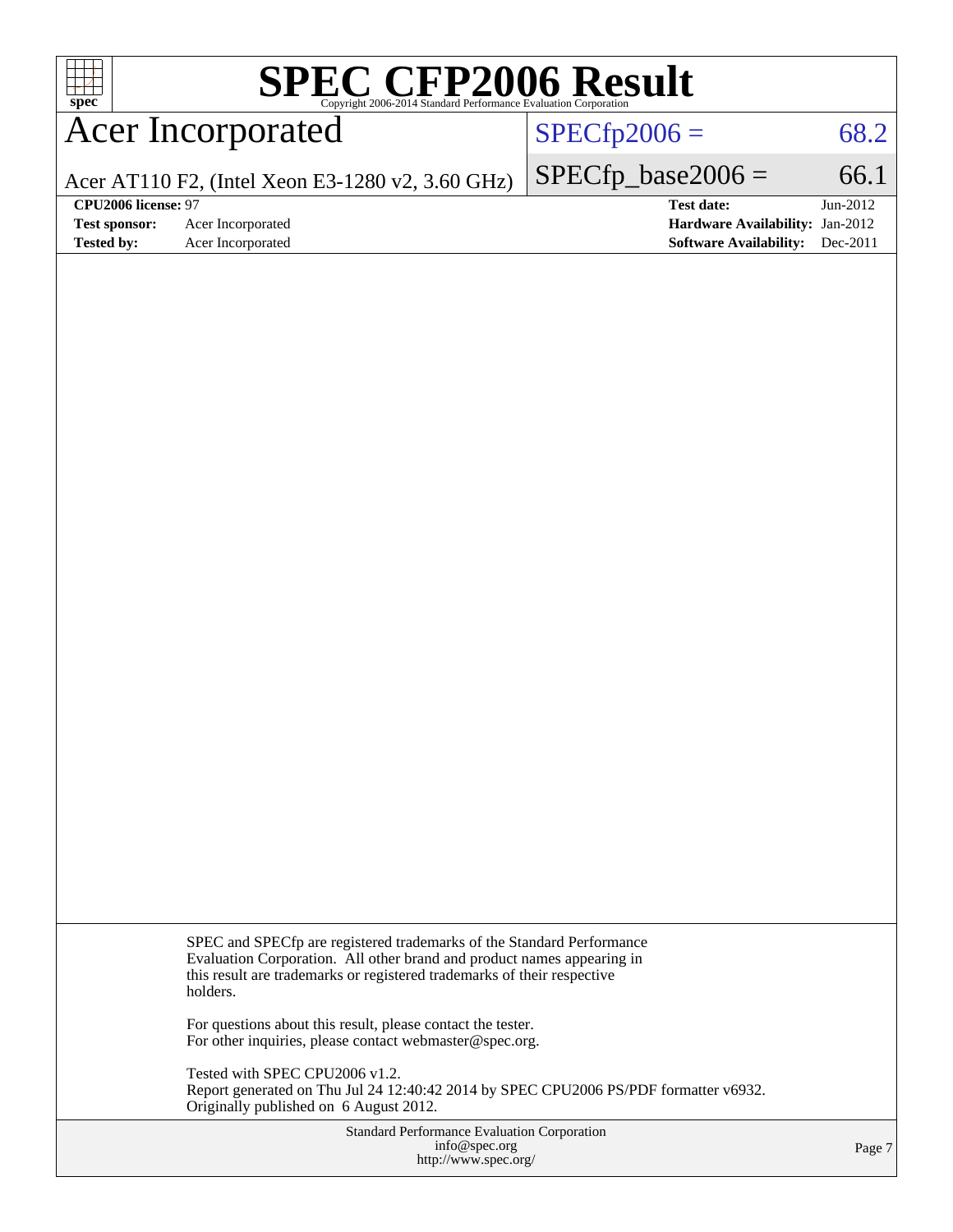# SPEC CFP2006 Result

Copyright 2006-2014 Standard Performance Evaluation Corporation

## Acer Incorporated

Acer AT110 F2, (Intel Xeon E3-1280 v2, 3.60 GHz)

SPECfp2006 = 68.2

SPECfp_base2006 = 66.1

| | | | |
|---|---|---|---|
| **CPU2006 license:** | 97 | **Test date:** | Jun-2012 |
| **Test sponsor:** | Acer Incorporated | **Hardware Availability:** | Jan-2012 |
| **Tested by:** | Acer Incorporated | **Software Availability:** | Dec-2011 |

SPEC and SPECfp are registered trademarks of the Standard Performance Evaluation Corporation. All other brand and product names appearing in this result are trademarks or registered trademarks of their respective holders.

For questions about this result, please contact the tester.
For other inquiries, please contact webmaster@spec.org.

Tested with SPEC CPU2006 v1.2.
Report generated on Thu Jul 24 12:40:42 2014 by SPEC CPU2006 PS/PDF formatter v6932.
Originally published on 6 August 2012.

Standard Performance Evaluation Corporation
info@spec.org
http://www.spec.org/